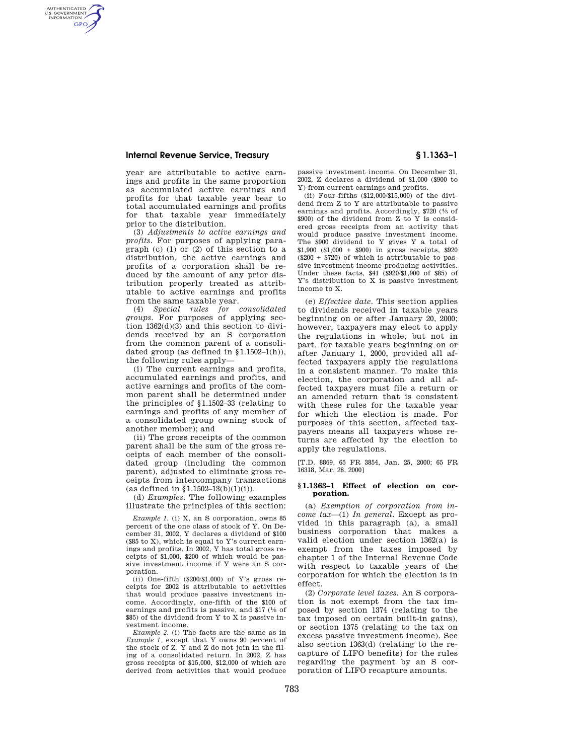year are attributable to active earnings and profits in the same proportion as accumulated active earnings and profits for that taxable year bear to total accumulated earnings and profits for that taxable year immediately prior to the distribution.

(3) *Adjustments to active earnings and profits.* For purposes of applying paragraph (c) (1) or (2) of this section to a distribution, the active earnings and profits of a corporation shall be reduced by the amount of any prior distribution properly treated as attributable to active earnings and profits from the same taxable year.

(4) *Special rules for consolidated groups.* For purposes of applying section 1362(d)(3) and this section to dividends received by an S corporation from the common parent of a consolidated group (as defined in §1.1502–1(h)), the following rules apply—

(i) The current earnings and profits, accumulated earnings and profits, and active earnings and profits of the common parent shall be determined under the principles of §1.1502–33 (relating to earnings and profits of any member of a consolidated group owning stock of another member); and

(ii) The gross receipts of the common parent shall be the sum of the gross receipts of each member of the consolidated group (including the common parent), adjusted to eliminate gross receipts from intercompany transactions (as defined in §1.1502–13(b)(1)(i)).

(d) *Examples.* The following examples illustrate the principles of this section:

*Example 1.* (i) X, an S corporation, owns 85 percent of the one class of stock of Y. On December 31, 2002, Y declares a dividend of $100 ($85 to X), which is equal to Y's current earnings and profits. In 2002, Y has total gross receipts of $1,000, $200 of which would be passive investment income if Y were an S corporation.

(ii) One-fifth ($200/$1,000) of Y's gross receipts for 2002 is attributable to activities that would produce passive investment income. Accordingly, one-fifth of the $100 of earnings and profits is passive, and $17 (1/5 of $85) of the dividend from Y to X is passive investment income.

*Example 2.* (i) The facts are the same as in *Example 1*, except that Y owns 90 percent of the stock of Z. Y and Z do not join in the filing of a consolidated return. In 2002, Z has gross receipts of $15,000, $12,000 of which are derived from activities that would produce passive investment income. On December 31, 2002, Z declares a dividend of $1,000 ($900 to Y) from current earnings and profits.

(ii) Four-fifths ($12,000/$15,000) of the dividend from Z to Y are attributable to passive earnings and profits. Accordingly, $720 (4/5 of $900) of the dividend from Z to Y is considered gross receipts from an activity that would produce passive investment income. The $900 dividend to Y gives Y a total of $1,900 ($1,000 + $900) in gross receipts, $920 ($200 + $720) of which is attributable to passive investment income-producing activities. Under these facts, $41 ($920/$1,900 of $85) of Y's distribution to X is passive investment income to X.

(e) *Effective date.* This section applies to dividends received in taxable years beginning on or after January 20, 2000; however, taxpayers may elect to apply the regulations in whole, but not in part, for taxable years beginning on or after January 1, 2000, provided all affected taxpayers apply the regulations in a consistent manner. To make this election, the corporation and all affected taxpayers must file a return or an amended return that is consistent with these rules for the taxable year for which the election is made. For purposes of this section, affected taxpayers means all taxpayers whose returns are affected by the election to apply the regulations.

[T.D. 8869, 65 FR 3854, Jan. 25, 2000; 65 FR 16318, Mar. 28, 2000]

## §1.1363–1 Effect of election on corporation.

(a) *Exemption of corporation from income tax*—(1) *In general.* Except as provided in this paragraph (a), a small business corporation that makes a valid election under section 1362(a) is exempt from the taxes imposed by chapter 1 of the Internal Revenue Code with respect to taxable years of the corporation for which the election is in effect.

(2) *Corporate level taxes.* An S corporation is not exempt from the tax imposed by section 1374 (relating to the tax imposed on certain built-in gains), or section 1375 (relating to the tax on excess passive investment income). See also section 1363(d) (relating to the recapture of LIFO benefits) for the rules regarding the payment by an S corporation of LIFO recapture amounts.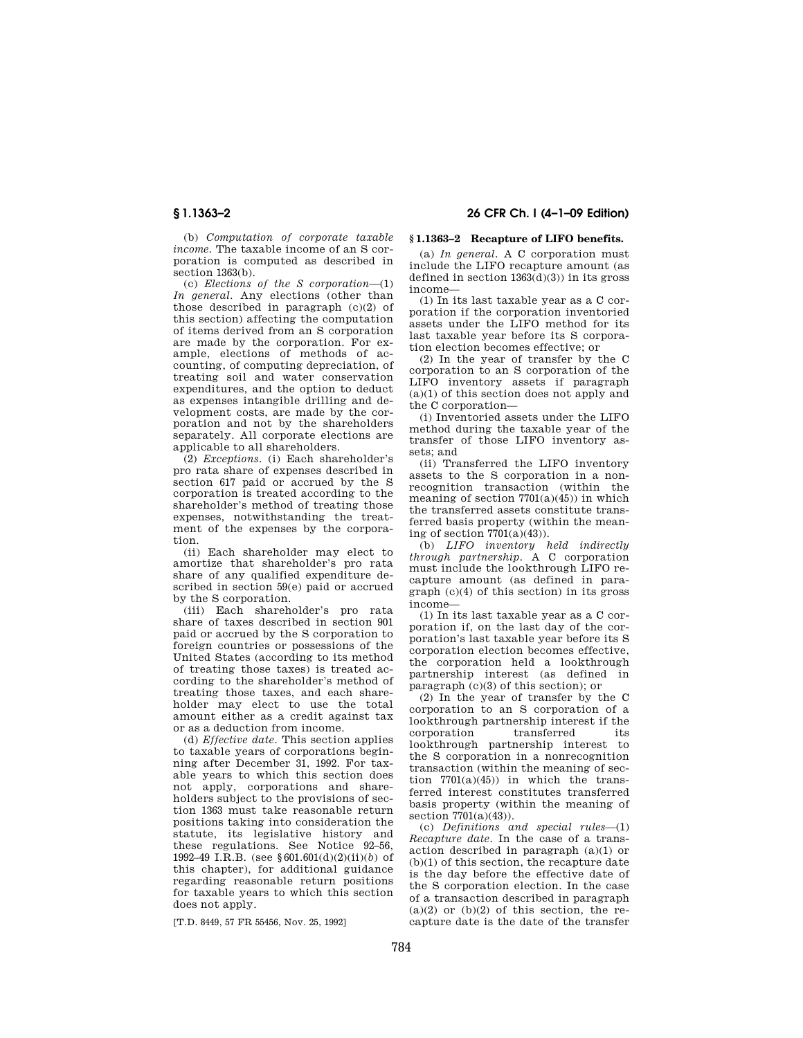(b) *Computation of corporate taxable income.* The taxable income of an S corporation is computed as described in section 1363(b).

(c) *Elections of the S corporation*—(1) *In general.* Any elections (other than those described in paragraph (c)(2) of this section) affecting the computation of items derived from an S corporation are made by the corporation. For example, elections of methods of accounting, of computing depreciation, of treating soil and water conservation expenditures, and the option to deduct as expenses intangible drilling and development costs, are made by the corporation and not by the shareholders separately. All corporate elections are applicable to all shareholders.

(2) *Exceptions.* (i) Each shareholder's pro rata share of expenses described in section 617 paid or accrued by the S corporation is treated according to the shareholder's method of treating those expenses, notwithstanding the treatment of the expenses by the corporation.

(ii) Each shareholder may elect to amortize that shareholder's pro rata share of any qualified expenditure described in section 59(e) paid or accrued by the S corporation.

(iii) Each shareholder's pro rata share of taxes described in section 901 paid or accrued by the S corporation to foreign countries or possessions of the United States (according to its method of treating those taxes) is treated according to the shareholder's method of treating those taxes, and each shareholder may elect to use the total amount either as a credit against tax or as a deduction from income.

(d) *Effective date.* This section applies to taxable years of corporations beginning after December 31, 1992. For taxable years to which this section does not apply, corporations and shareholders subject to the provisions of section 1363 must take reasonable return positions taking into consideration the statute, its legislative history and these regulations. See Notice 92–56, 1992–49 I.R.B. (see §601.601(d)(2)(ii)(*b*) of this chapter), for additional guidance regarding reasonable return positions for taxable years to which this section does not apply.

[T.D. 8449, 57 FR 55456, Nov. 25, 1992]

## §1.1363–2 Recapture of LIFO benefits.

(a) *In general.* A C corporation must include the LIFO recapture amount (as defined in section 1363(d)(3)) in its gross income—

(1) In its last taxable year as a C corporation if the corporation inventoried assets under the LIFO method for its last taxable year before its S corporation election becomes effective; or

(2) In the year of transfer by the C corporation to an S corporation of the LIFO inventory assets if paragraph (a)(1) of this section does not apply and the C corporation—

(i) Inventoried assets under the LIFO method during the taxable year of the transfer of those LIFO inventory assets; and

(ii) Transferred the LIFO inventory assets to the S corporation in a nonrecognition transaction (within the meaning of section 7701(a)(45)) in which the transferred assets constitute transferred basis property (within the meaning of section 7701(a)(43)).

(b) *LIFO inventory held indirectly through partnership.* A C corporation must include the lookthrough LIFO recapture amount (as defined in paragraph (c)(4) of this section) in its gross income—

(1) In its last taxable year as a C corporation if, on the last day of the corporation's last taxable year before its S corporation election becomes effective, the corporation held a lookthrough partnership interest (as defined in paragraph (c)(3) of this section); or

(2) In the year of transfer by the C corporation to an S corporation of a lookthrough partnership interest if the corporation transferred its lookthrough partnership interest to the S corporation in a nonrecognition transaction (within the meaning of section 7701(a)(45)) in which the transferred interest constitutes transferred basis property (within the meaning of section 7701(a)(43)).

(c) *Definitions and special rules*—(1) *Recapture date.* In the case of a transaction described in paragraph (a)(1) or (b)(1) of this section, the recapture date is the day before the effective date of the S corporation election. In the case of a transaction described in paragraph (a)(2) or (b)(2) of this section, the recapture date is the date of the transfer